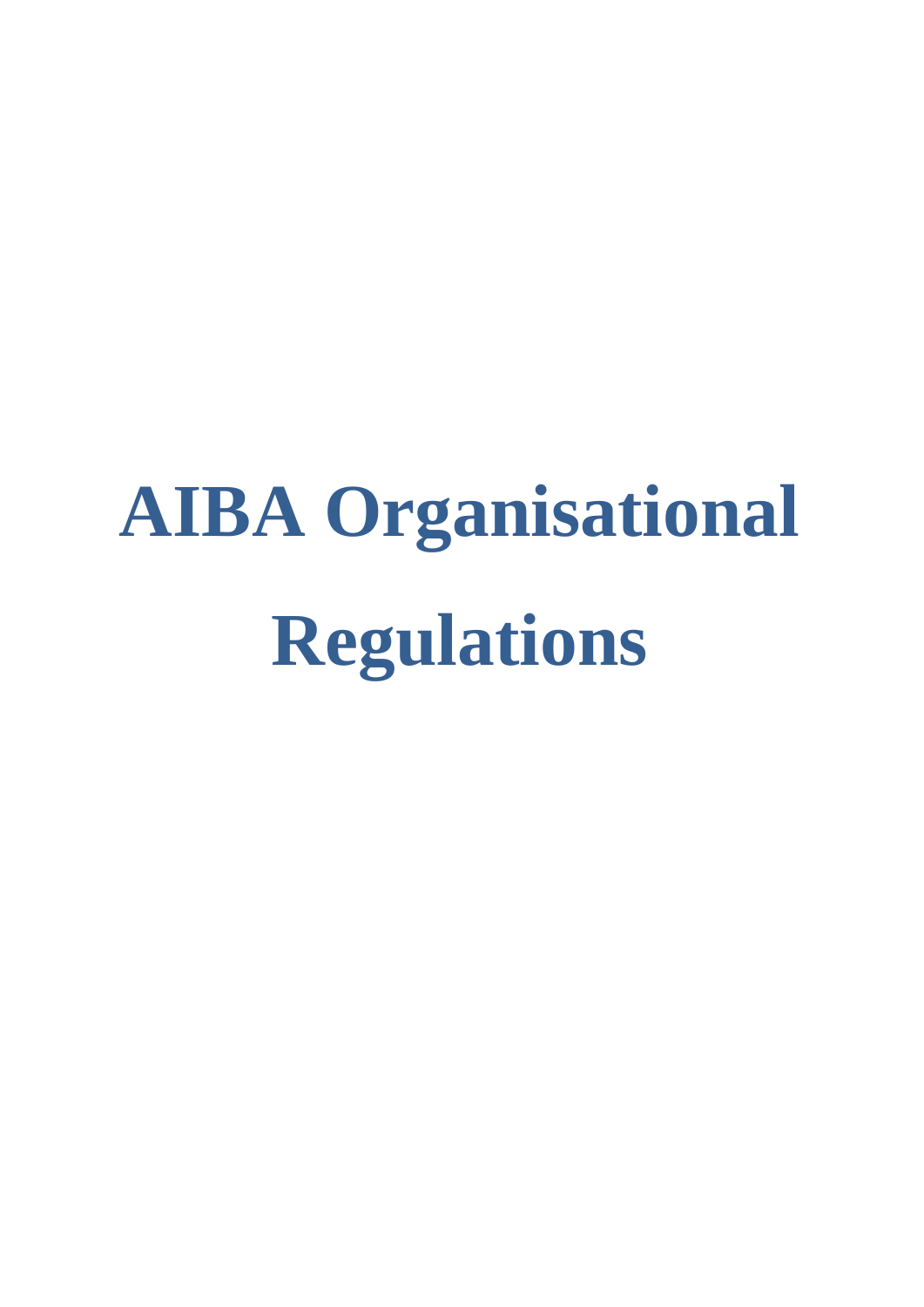# AIBA Organisational Regulations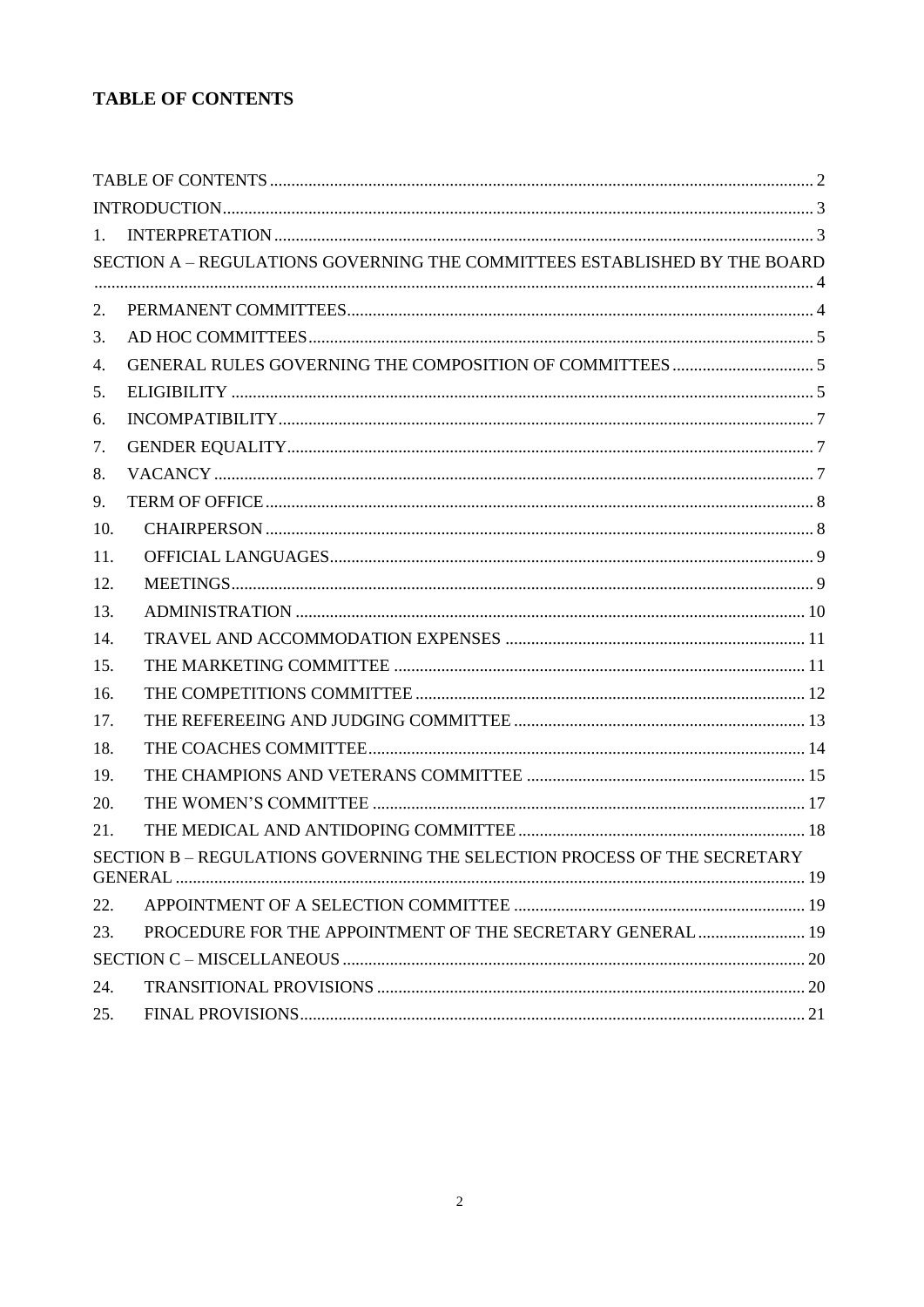# TABLE OF CONTENTS

TABLE OF CONTENTS ..... 2

INTRODUCTION ..... 3

1. INTERPRETATION ..... 3

SECTION A – REGULATIONS GOVERNING THE COMMITTEES ESTABLISHED BY THE BOARD ..... 4

2. PERMANENT COMMITTEES ..... 4
3. AD HOC COMMITTEES ..... 5
4. GENERAL RULES GOVERNING THE COMPOSITION OF COMMITTEES ..... 5
5. ELIGIBILITY ..... 5
6. INCOMPATIBILITY ..... 7
7. GENDER EQUALITY ..... 7
8. VACANCY ..... 7
9. TERM OF OFFICE ..... 8
10. CHAIRPERSON ..... 8
11. OFFICIAL LANGUAGES ..... 9
12. MEETINGS ..... 9
13. ADMINISTRATION ..... 10
14. TRAVEL AND ACCOMMODATION EXPENSES ..... 11
15. THE MARKETING COMMITTEE ..... 11
16. THE COMPETITIONS COMMITTEE ..... 12
17. THE REFEREEING AND JUDGING COMMITTEE ..... 13
18. THE COACHES COMMITTEE ..... 14
19. THE CHAMPIONS AND VETERANS COMMITTEE ..... 15
20. THE WOMEN'S COMMITTEE ..... 17
21. THE MEDICAL AND ANTIDOPING COMMITTEE ..... 18

SECTION B – REGULATIONS GOVERNING THE SELECTION PROCESS OF THE SECRETARY GENERAL ..... 19

22. APPOINTMENT OF A SELECTION COMMITTEE ..... 19
23. PROCEDURE FOR THE APPOINTMENT OF THE SECRETARY GENERAL ..... 19

SECTION C – MISCELLANEOUS ..... 20

24. TRANSITIONAL PROVISIONS ..... 20
25. FINAL PROVISIONS ..... 21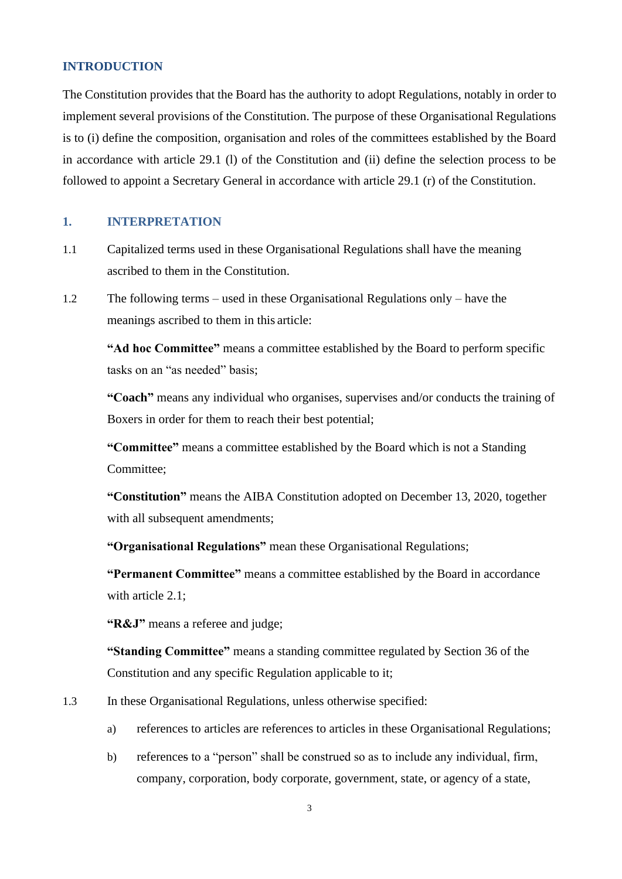## INTRODUCTION

The Constitution provides that the Board has the authority to adopt Regulations, notably in order to implement several provisions of the Constitution. The purpose of these Organisational Regulations is to (i) define the composition, organisation and roles of the committees established by the Board in accordance with article 29.1 (l) of the Constitution and (ii) define the selection process to be followed to appoint a Secretary General in accordance with article 29.1 (r) of the Constitution.

## 1. INTERPRETATION

1.1 Capitalized terms used in these Organisational Regulations shall have the meaning ascribed to them in the Constitution.

1.2 The following terms – used in these Organisational Regulations only – have the meanings ascribed to them in this article:

**"Ad hoc Committee"** means a committee established by the Board to perform specific tasks on an "as needed" basis;

**"Coach"** means any individual who organises, supervises and/or conducts the training of Boxers in order for them to reach their best potential;

**"Committee"** means a committee established by the Board which is not a Standing Committee;

**"Constitution"** means the AIBA Constitution adopted on December 13, 2020, together with all subsequent amendments;

**"Organisational Regulations"** mean these Organisational Regulations;

**"Permanent Committee"** means a committee established by the Board in accordance with article 2.1;

**"R&J"** means a referee and judge;

**"Standing Committee"** means a standing committee regulated by Section 36 of the Constitution and any specific Regulation applicable to it;

1.3 In these Organisational Regulations, unless otherwise specified:

a) references to articles are references to articles in these Organisational Regulations;

b) references to a "person" shall be construed so as to include any individual, firm, company, corporation, body corporate, government, state, or agency of a state,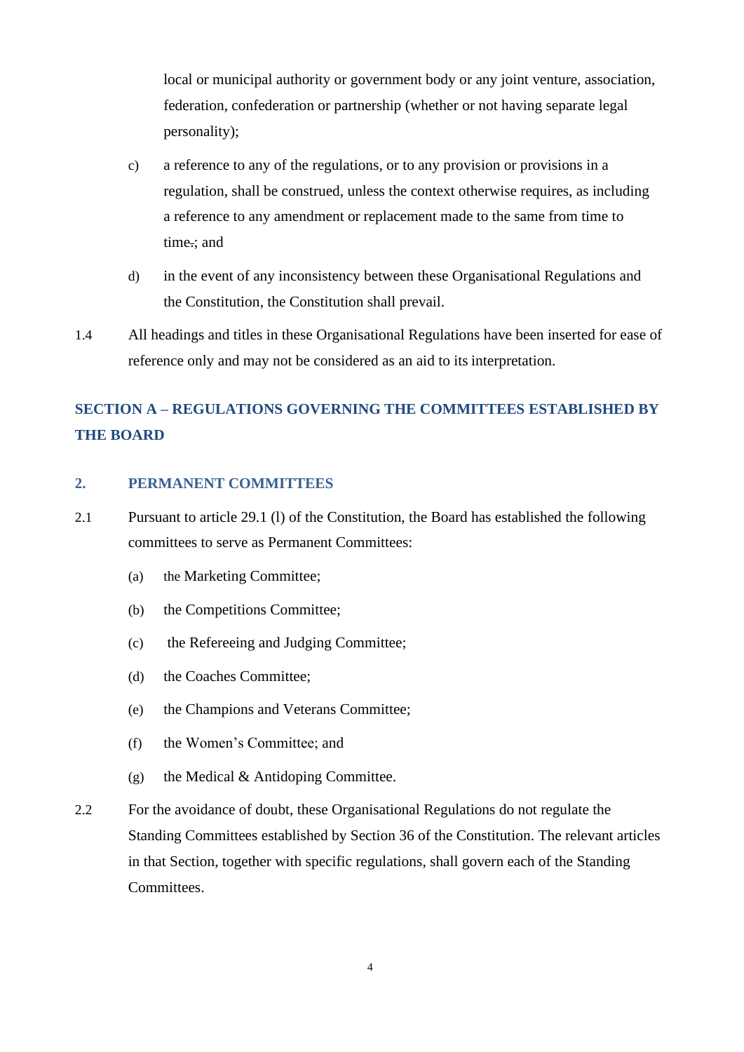local or municipal authority or government body or any joint venture, association, federation, confederation or partnership (whether or not having separate legal personality);

c) a reference to any of the regulations, or to any provision or provisions in a regulation, shall be construed, unless the context otherwise requires, as including a reference to any amendment or replacement made to the same from time to time.; and

d) in the event of any inconsistency between these Organisational Regulations and the Constitution, the Constitution shall prevail.

1.4 All headings and titles in these Organisational Regulations have been inserted for ease of reference only and may not be considered as an aid to its interpretation.

## SECTION A – REGULATIONS GOVERNING THE COMMITTEES ESTABLISHED BY THE BOARD

### 2. PERMANENT COMMITTEES

2.1 Pursuant to article 29.1 (l) of the Constitution, the Board has established the following committees to serve as Permanent Committees:

(a) the Marketing Committee;

(b) the Competitions Committee;

(c) the Refereeing and Judging Committee;

(d) the Coaches Committee;

(e) the Champions and Veterans Committee;

(f) the Women's Committee; and

(g) the Medical & Antidoping Committee.

2.2 For the avoidance of doubt, these Organisational Regulations do not regulate the Standing Committees established by Section 36 of the Constitution. The relevant articles in that Section, together with specific regulations, shall govern each of the Standing Committees.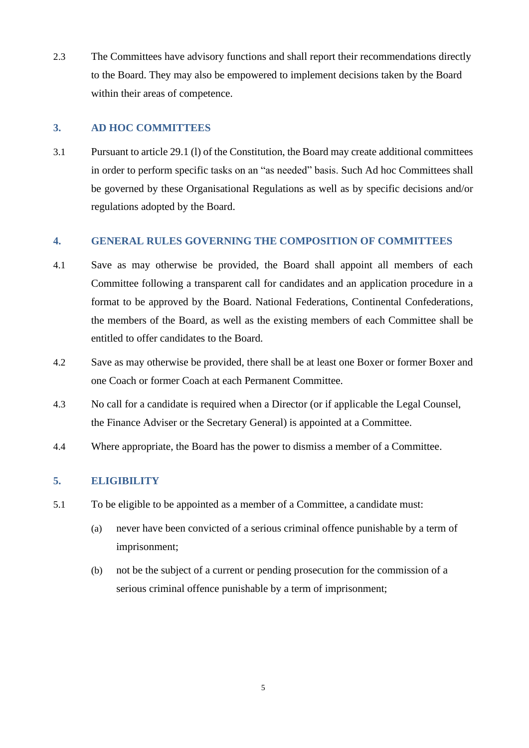2.3 The Committees have advisory functions and shall report their recommendations directly to the Board. They may also be empowered to implement decisions taken by the Board within their areas of competence.

## 3. AD HOC COMMITTEES

3.1 Pursuant to article 29.1 (l) of the Constitution, the Board may create additional committees in order to perform specific tasks on an "as needed" basis. Such Ad hoc Committees shall be governed by these Organisational Regulations as well as by specific decisions and/or regulations adopted by the Board.

## 4. GENERAL RULES GOVERNING THE COMPOSITION OF COMMITTEES

4.1 Save as may otherwise be provided, the Board shall appoint all members of each Committee following a transparent call for candidates and an application procedure in a format to be approved by the Board. National Federations, Continental Confederations, the members of the Board, as well as the existing members of each Committee shall be entitled to offer candidates to the Board.

4.2 Save as may otherwise be provided, there shall be at least one Boxer or former Boxer and one Coach or former Coach at each Permanent Committee.

4.3 No call for a candidate is required when a Director (or if applicable the Legal Counsel, the Finance Adviser or the Secretary General) is appointed at a Committee.

4.4 Where appropriate, the Board has the power to dismiss a member of a Committee.

## 5. ELIGIBILITY

5.1 To be eligible to be appointed as a member of a Committee, a candidate must:

(a) never have been convicted of a serious criminal offence punishable by a term of imprisonment;

(b) not be the subject of a current or pending prosecution for the commission of a serious criminal offence punishable by a term of imprisonment;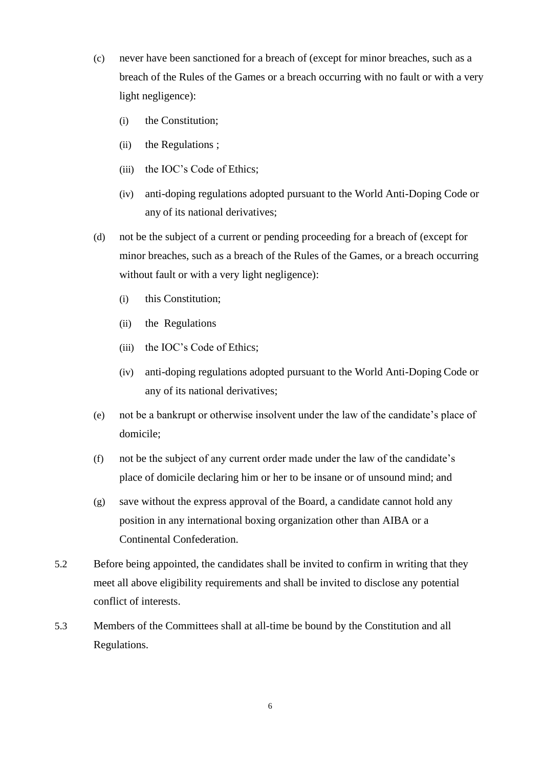(c) never have been sanctioned for a breach of (except for minor breaches, such as a breach of the Rules of the Games or a breach occurring with no fault or with a very light negligence):

   (i) the Constitution;

   (ii) the Regulations ;

   (iii) the IOC's Code of Ethics;

   (iv) anti-doping regulations adopted pursuant to the World Anti-Doping Code or any of its national derivatives;

(d) not be the subject of a current or pending proceeding for a breach of (except for minor breaches, such as a breach of the Rules of the Games, or a breach occurring without fault or with a very light negligence):

   (i) this Constitution;

   (ii) the Regulations

   (iii) the IOC's Code of Ethics;

   (iv) anti-doping regulations adopted pursuant to the World Anti-Doping Code or any of its national derivatives;

(e) not be a bankrupt or otherwise insolvent under the law of the candidate's place of domicile;

(f) not be the subject of any current order made under the law of the candidate's place of domicile declaring him or her to be insane or of unsound mind; and

(g) save without the express approval of the Board, a candidate cannot hold any position in any international boxing organization other than AIBA or a Continental Confederation.

5.2 Before being appointed, the candidates shall be invited to confirm in writing that they meet all above eligibility requirements and shall be invited to disclose any potential conflict of interests.

5.3 Members of the Committees shall at all-time be bound by the Constitution and all Regulations.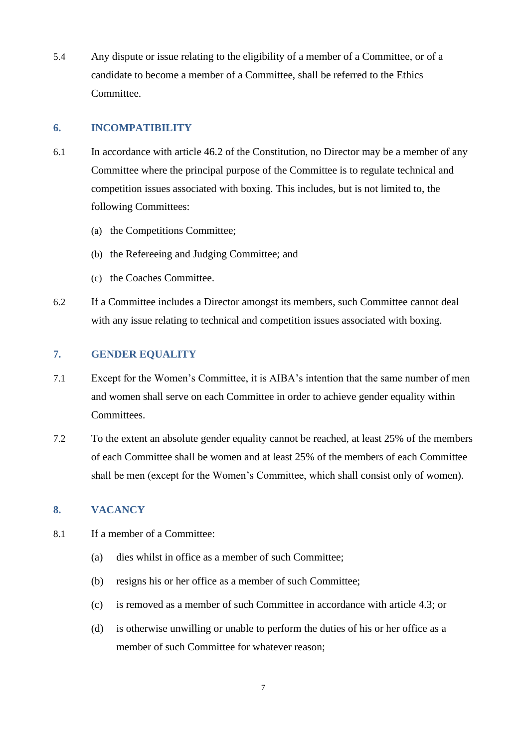5.4 Any dispute or issue relating to the eligibility of a member of a Committee, or of a candidate to become a member of a Committee, shall be referred to the Ethics Committee.

## 6. INCOMPATIBILITY

6.1 In accordance with article 46.2 of the Constitution, no Director may be a member of any Committee where the principal purpose of the Committee is to regulate technical and competition issues associated with boxing. This includes, but is not limited to, the following Committees:

(a) the Competitions Committee;

(b) the Refereeing and Judging Committee; and

(c) the Coaches Committee.

6.2 If a Committee includes a Director amongst its members, such Committee cannot deal with any issue relating to technical and competition issues associated with boxing.

## 7. GENDER EQUALITY

7.1 Except for the Women's Committee, it is AIBA's intention that the same number of men and women shall serve on each Committee in order to achieve gender equality within Committees.

7.2 To the extent an absolute gender equality cannot be reached, at least 25% of the members of each Committee shall be women and at least 25% of the members of each Committee shall be men (except for the Women's Committee, which shall consist only of women).

## 8. VACANCY

8.1 If a member of a Committee:

(a) dies whilst in office as a member of such Committee;

(b) resigns his or her office as a member of such Committee;

(c) is removed as a member of such Committee in accordance with article 4.3; or

(d) is otherwise unwilling or unable to perform the duties of his or her office as a member of such Committee for whatever reason;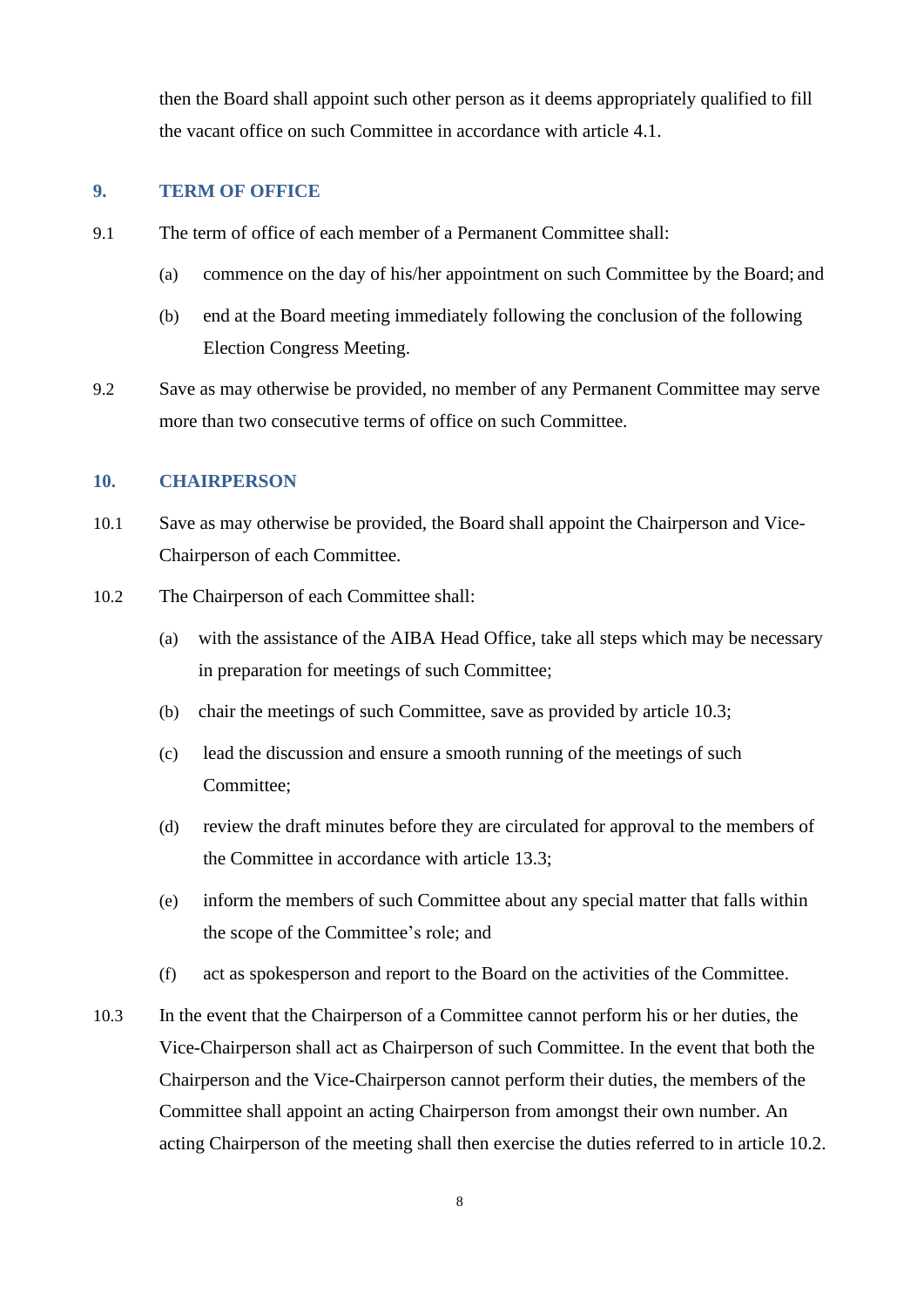then the Board shall appoint such other person as it deems appropriately qualified to fill the vacant office on such Committee in accordance with article 4.1.

## 9. TERM OF OFFICE

9.1 The term of office of each member of a Permanent Committee shall:

(a) commence on the day of his/her appointment on such Committee by the Board; and

(b) end at the Board meeting immediately following the conclusion of the following Election Congress Meeting.

9.2 Save as may otherwise be provided, no member of any Permanent Committee may serve more than two consecutive terms of office on such Committee.

## 10. CHAIRPERSON

10.1 Save as may otherwise be provided, the Board shall appoint the Chairperson and Vice-Chairperson of each Committee.

10.2 The Chairperson of each Committee shall:

(a) with the assistance of the AIBA Head Office, take all steps which may be necessary in preparation for meetings of such Committee;

(b) chair the meetings of such Committee, save as provided by article 10.3;

(c) lead the discussion and ensure a smooth running of the meetings of such Committee;

(d) review the draft minutes before they are circulated for approval to the members of the Committee in accordance with article 13.3;

(e) inform the members of such Committee about any special matter that falls within the scope of the Committee's role; and

(f) act as spokesperson and report to the Board on the activities of the Committee.

10.3 In the event that the Chairperson of a Committee cannot perform his or her duties, the Vice-Chairperson shall act as Chairperson of such Committee. In the event that both the Chairperson and the Vice-Chairperson cannot perform their duties, the members of the Committee shall appoint an acting Chairperson from amongst their own number. An acting Chairperson of the meeting shall then exercise the duties referred to in article 10.2.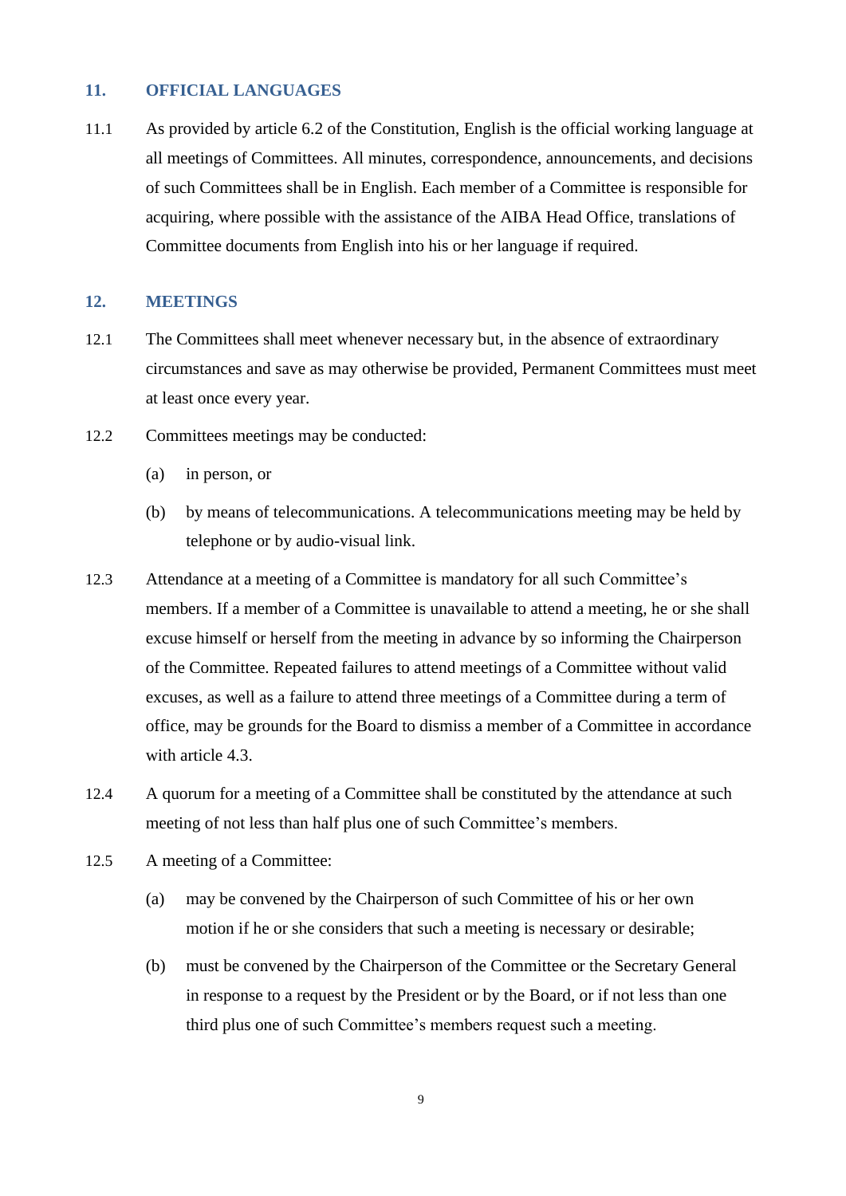## 11. OFFICIAL LANGUAGES

11.1 As provided by article 6.2 of the Constitution, English is the official working language at all meetings of Committees. All minutes, correspondence, announcements, and decisions of such Committees shall be in English. Each member of a Committee is responsible for acquiring, where possible with the assistance of the AIBA Head Office, translations of Committee documents from English into his or her language if required.

## 12. MEETINGS

12.1 The Committees shall meet whenever necessary but, in the absence of extraordinary circumstances and save as may otherwise be provided, Permanent Committees must meet at least once every year.

12.2 Committees meetings may be conducted:

(a) in person, or

(b) by means of telecommunications. A telecommunications meeting may be held by telephone or by audio-visual link.

12.3 Attendance at a meeting of a Committee is mandatory for all such Committee's members. If a member of a Committee is unavailable to attend a meeting, he or she shall excuse himself or herself from the meeting in advance by so informing the Chairperson of the Committee. Repeated failures to attend meetings of a Committee without valid excuses, as well as a failure to attend three meetings of a Committee during a term of office, may be grounds for the Board to dismiss a member of a Committee in accordance with article 4.3.

12.4 A quorum for a meeting of a Committee shall be constituted by the attendance at such meeting of not less than half plus one of such Committee's members.

12.5 A meeting of a Committee:

(a) may be convened by the Chairperson of such Committee of his or her own motion if he or she considers that such a meeting is necessary or desirable;

(b) must be convened by the Chairperson of the Committee or the Secretary General in response to a request by the President or by the Board, or if not less than one third plus one of such Committee's members request such a meeting.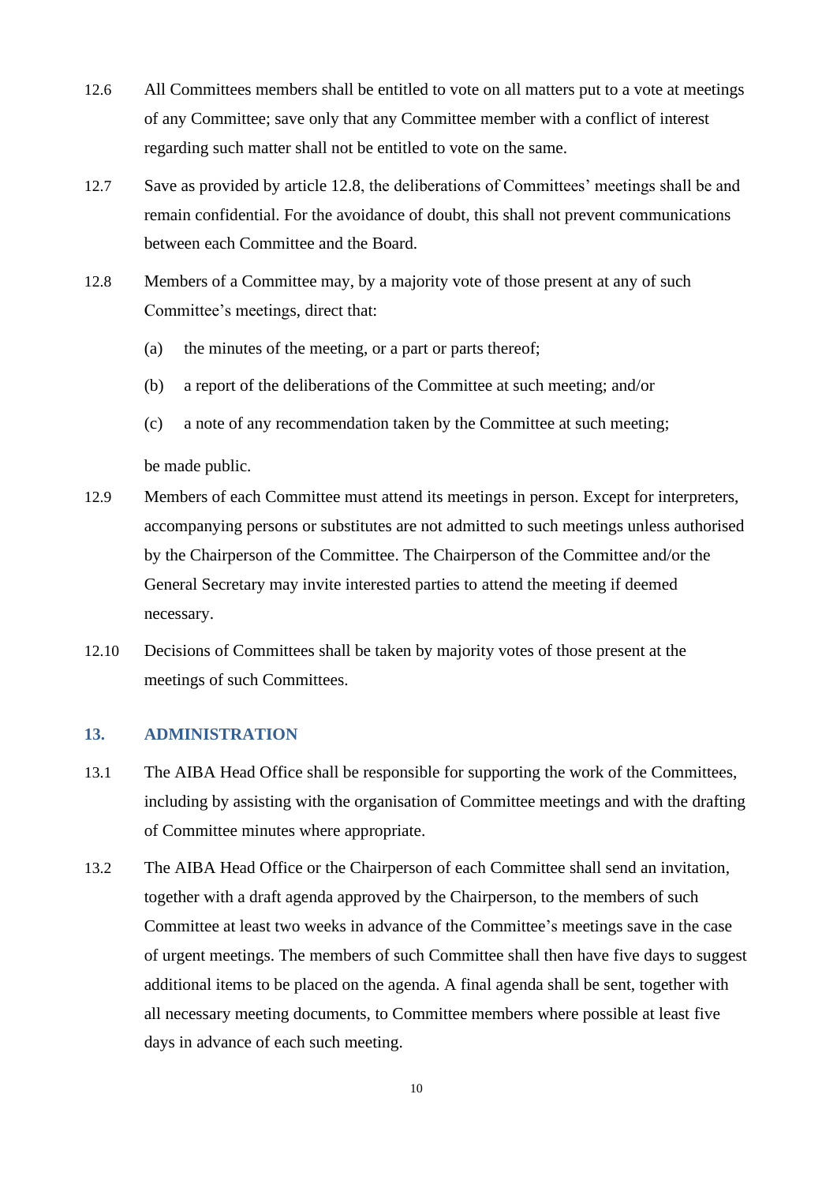12.6 All Committees members shall be entitled to vote on all matters put to a vote at meetings of any Committee; save only that any Committee member with a conflict of interest regarding such matter shall not be entitled to vote on the same.

12.7 Save as provided by article 12.8, the deliberations of Committees' meetings shall be and remain confidential. For the avoidance of doubt, this shall not prevent communications between each Committee and the Board.

12.8 Members of a Committee may, by a majority vote of those present at any of such Committee's meetings, direct that:

(a) the minutes of the meeting, or a part or parts thereof;

(b) a report of the deliberations of the Committee at such meeting; and/or

(c) a note of any recommendation taken by the Committee at such meeting;

be made public.

12.9 Members of each Committee must attend its meetings in person. Except for interpreters, accompanying persons or substitutes are not admitted to such meetings unless authorised by the Chairperson of the Committee. The Chairperson of the Committee and/or the General Secretary may invite interested parties to attend the meeting if deemed necessary.

12.10 Decisions of Committees shall be taken by majority votes of those present at the meetings of such Committees.

## 13. ADMINISTRATION

13.1 The AIBA Head Office shall be responsible for supporting the work of the Committees, including by assisting with the organisation of Committee meetings and with the drafting of Committee minutes where appropriate.

13.2 The AIBA Head Office or the Chairperson of each Committee shall send an invitation, together with a draft agenda approved by the Chairperson, to the members of such Committee at least two weeks in advance of the Committee's meetings save in the case of urgent meetings. The members of such Committee shall then have five days to suggest additional items to be placed on the agenda. A final agenda shall be sent, together with all necessary meeting documents, to Committee members where possible at least five days in advance of each such meeting.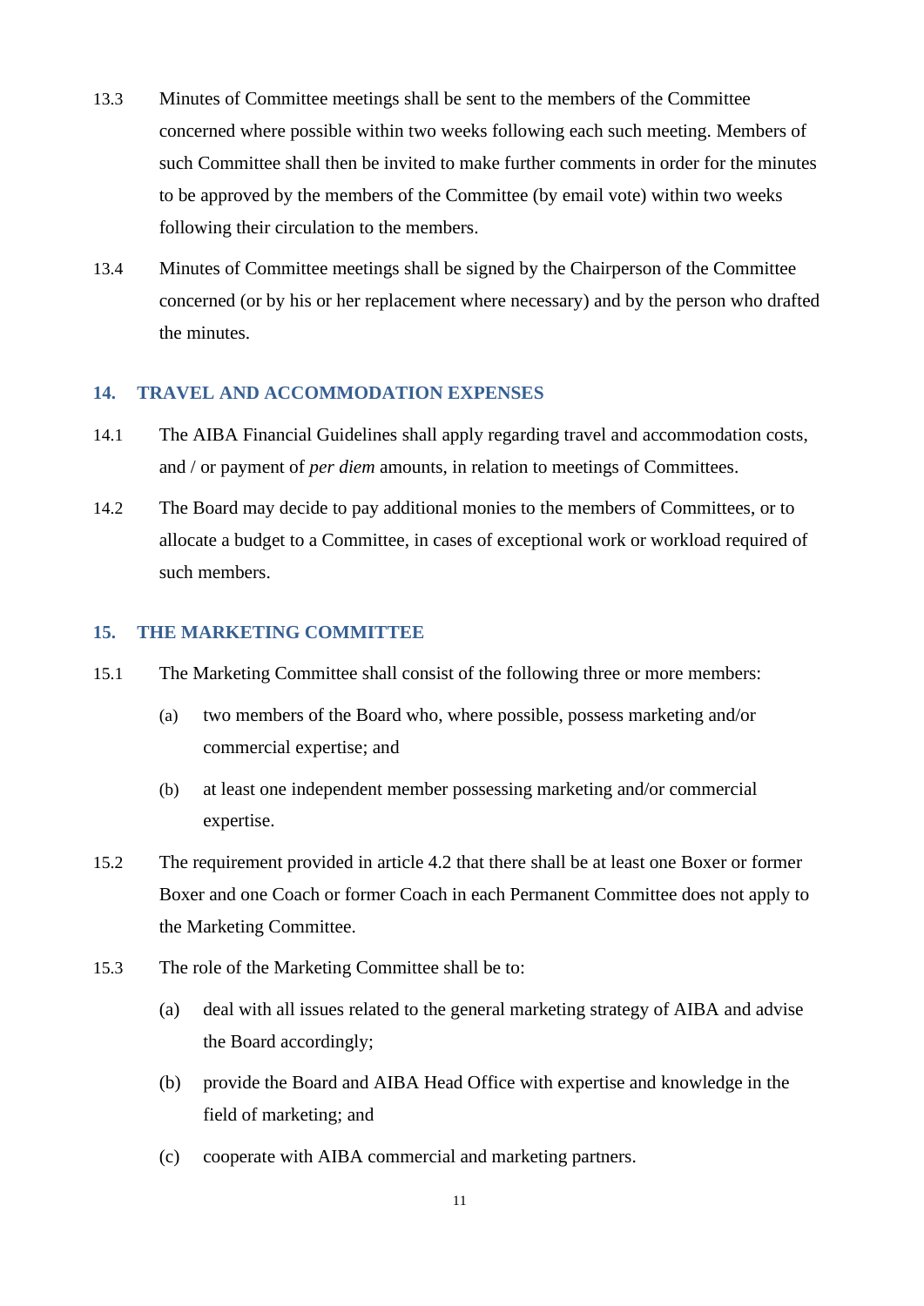13.3 Minutes of Committee meetings shall be sent to the members of the Committee concerned where possible within two weeks following each such meeting. Members of such Committee shall then be invited to make further comments in order for the minutes to be approved by the members of the Committee (by email vote) within two weeks following their circulation to the members.

13.4 Minutes of Committee meetings shall be signed by the Chairperson of the Committee concerned (or by his or her replacement where necessary) and by the person who drafted the minutes.

## 14. TRAVEL AND ACCOMMODATION EXPENSES

14.1 The AIBA Financial Guidelines shall apply regarding travel and accommodation costs, and / or payment of *per diem* amounts, in relation to meetings of Committees.

14.2 The Board may decide to pay additional monies to the members of Committees, or to allocate a budget to a Committee, in cases of exceptional work or workload required of such members.

## 15. THE MARKETING COMMITTEE

15.1 The Marketing Committee shall consist of the following three or more members:

(a) two members of the Board who, where possible, possess marketing and/or commercial expertise; and

(b) at least one independent member possessing marketing and/or commercial expertise.

15.2 The requirement provided in article 4.2 that there shall be at least one Boxer or former Boxer and one Coach or former Coach in each Permanent Committee does not apply to the Marketing Committee.

15.3 The role of the Marketing Committee shall be to:

(a) deal with all issues related to the general marketing strategy of AIBA and advise the Board accordingly;

(b) provide the Board and AIBA Head Office with expertise and knowledge in the field of marketing; and

(c) cooperate with AIBA commercial and marketing partners.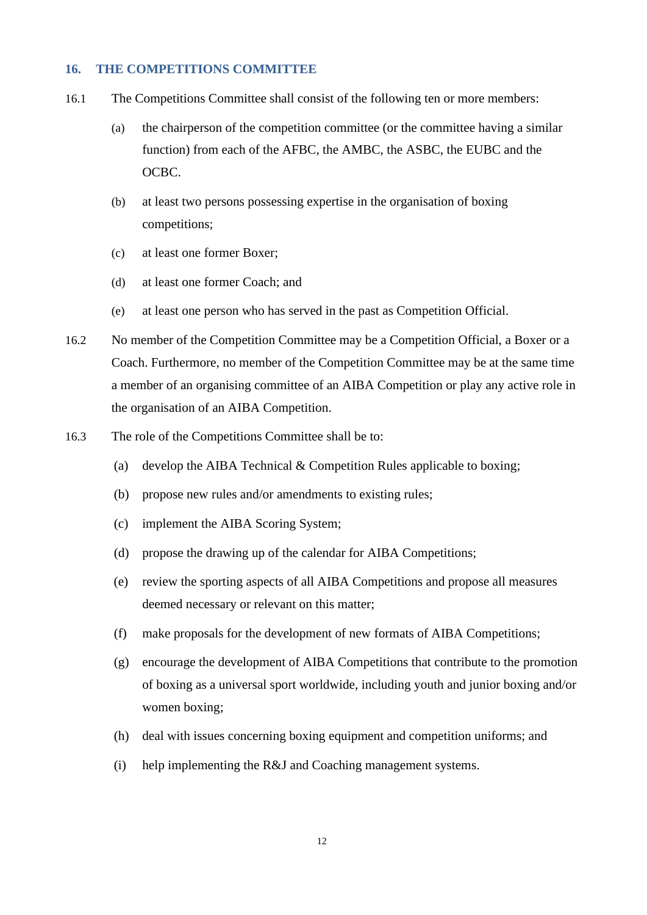## 16. THE COMPETITIONS COMMITTEE

16.1 The Competitions Committee shall consist of the following ten or more members:

(a) the chairperson of the competition committee (or the committee having a similar function) from each of the AFBC, the AMBC, the ASBC, the EUBC and the OCBC.

(b) at least two persons possessing expertise in the organisation of boxing competitions;

(c) at least one former Boxer;

(d) at least one former Coach; and

(e) at least one person who has served in the past as Competition Official.

16.2 No member of the Competition Committee may be a Competition Official, a Boxer or a Coach. Furthermore, no member of the Competition Committee may be at the same time a member of an organising committee of an AIBA Competition or play any active role in the organisation of an AIBA Competition.

16.3 The role of the Competitions Committee shall be to:

(a) develop the AIBA Technical & Competition Rules applicable to boxing;

(b) propose new rules and/or amendments to existing rules;

(c) implement the AIBA Scoring System;

(d) propose the drawing up of the calendar for AIBA Competitions;

(e) review the sporting aspects of all AIBA Competitions and propose all measures deemed necessary or relevant on this matter;

(f) make proposals for the development of new formats of AIBA Competitions;

(g) encourage the development of AIBA Competitions that contribute to the promotion of boxing as a universal sport worldwide, including youth and junior boxing and/or women boxing;

(h) deal with issues concerning boxing equipment and competition uniforms; and

(i) help implementing the R&J and Coaching management systems.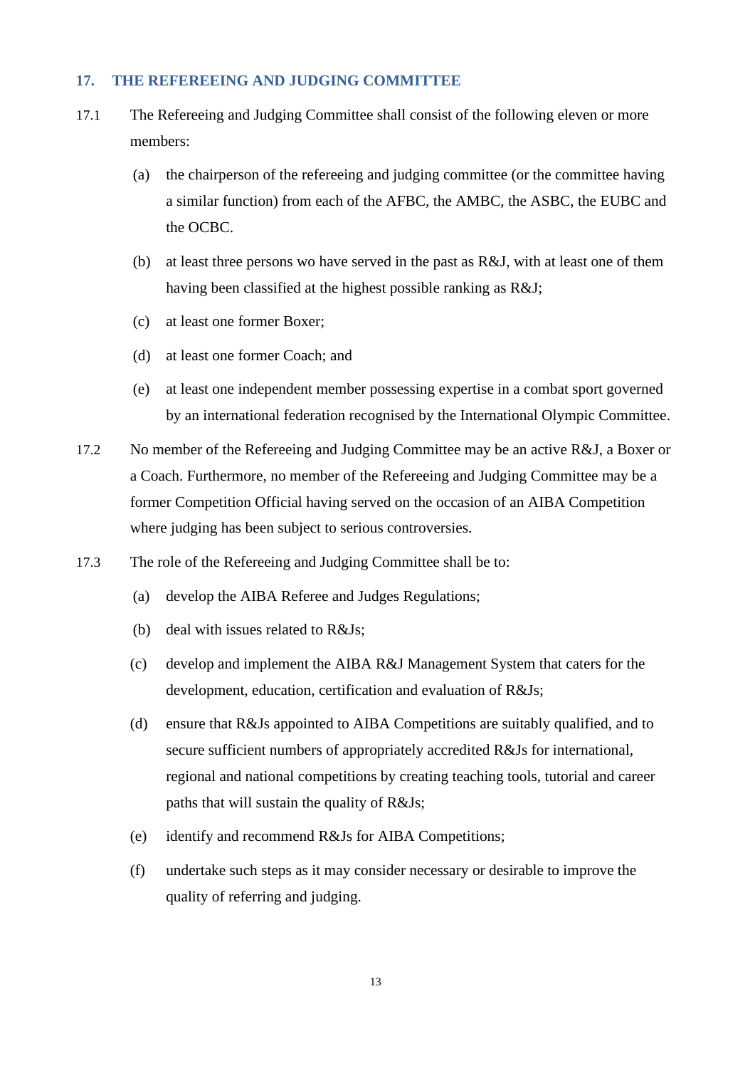## 17. THE REFEREEING AND JUDGING COMMITTEE

17.1 The Refereeing and Judging Committee shall consist of the following eleven or more members:

(a) the chairperson of the refereeing and judging committee (or the committee having a similar function) from each of the AFBC, the AMBC, the ASBC, the EUBC and the OCBC.

(b) at least three persons wo have served in the past as R&J, with at least one of them having been classified at the highest possible ranking as R&J;

(c) at least one former Boxer;

(d) at least one former Coach; and

(e) at least one independent member possessing expertise in a combat sport governed by an international federation recognised by the International Olympic Committee.

17.2 No member of the Refereeing and Judging Committee may be an active R&J, a Boxer or a Coach. Furthermore, no member of the Refereeing and Judging Committee may be a former Competition Official having served on the occasion of an AIBA Competition where judging has been subject to serious controversies.

17.3 The role of the Refereeing and Judging Committee shall be to:

(a) develop the AIBA Referee and Judges Regulations;

(b) deal with issues related to R&Js;

(c) develop and implement the AIBA R&J Management System that caters for the development, education, certification and evaluation of R&Js;

(d) ensure that R&Js appointed to AIBA Competitions are suitably qualified, and to secure sufficient numbers of appropriately accredited R&Js for international, regional and national competitions by creating teaching tools, tutorial and career paths that will sustain the quality of R&Js;

(e) identify and recommend R&Js for AIBA Competitions;

(f) undertake such steps as it may consider necessary or desirable to improve the quality of referring and judging.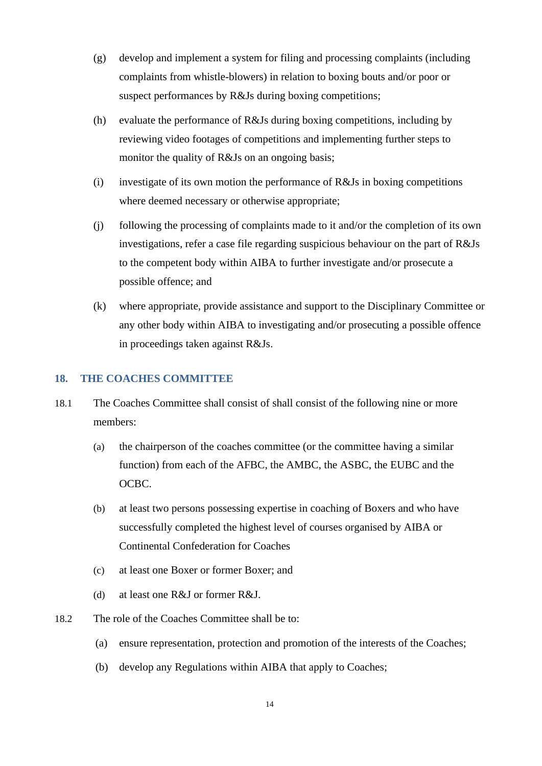(g) develop and implement a system for filing and processing complaints (including complaints from whistle-blowers) in relation to boxing bouts and/or poor or suspect performances by R&Js during boxing competitions;

(h) evaluate the performance of R&Js during boxing competitions, including by reviewing video footages of competitions and implementing further steps to monitor the quality of R&Js on an ongoing basis;

(i) investigate of its own motion the performance of R&Js in boxing competitions where deemed necessary or otherwise appropriate;

(j) following the processing of complaints made to it and/or the completion of its own investigations, refer a case file regarding suspicious behaviour on the part of R&Js to the competent body within AIBA to further investigate and/or prosecute a possible offence; and

(k) where appropriate, provide assistance and support to the Disciplinary Committee or any other body within AIBA to investigating and/or prosecuting a possible offence in proceedings taken against R&Js.

## 18. THE COACHES COMMITTEE

18.1 The Coaches Committee shall consist of shall consist of the following nine or more members:

(a) the chairperson of the coaches committee (or the committee having a similar function) from each of the AFBC, the AMBC, the ASBC, the EUBC and the OCBC.

(b) at least two persons possessing expertise in coaching of Boxers and who have successfully completed the highest level of courses organised by AIBA or Continental Confederation for Coaches

(c) at least one Boxer or former Boxer; and

(d) at least one R&J or former R&J.

18.2 The role of the Coaches Committee shall be to:

(a) ensure representation, protection and promotion of the interests of the Coaches;

(b) develop any Regulations within AIBA that apply to Coaches;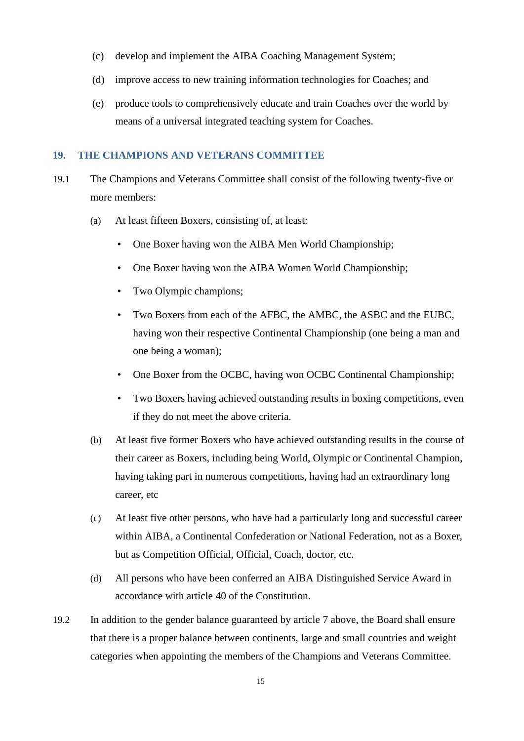(c) develop and implement the AIBA Coaching Management System;

(d) improve access to new training information technologies for Coaches; and

(e) produce tools to comprehensively educate and train Coaches over the world by means of a universal integrated teaching system for Coaches.

## 19. THE CHAMPIONS AND VETERANS COMMITTEE

19.1 The Champions and Veterans Committee shall consist of the following twenty-five or more members:

(a) At least fifteen Boxers, consisting of, at least:

- One Boxer having won the AIBA Men World Championship;
- One Boxer having won the AIBA Women World Championship;
- Two Olympic champions;
- Two Boxers from each of the AFBC, the AMBC, the ASBC and the EUBC, having won their respective Continental Championship (one being a man and one being a woman);
- One Boxer from the OCBC, having won OCBC Continental Championship;
- Two Boxers having achieved outstanding results in boxing competitions, even if they do not meet the above criteria.

(b) At least five former Boxers who have achieved outstanding results in the course of their career as Boxers, including being World, Olympic or Continental Champion, having taking part in numerous competitions, having had an extraordinary long career, etc

(c) At least five other persons, who have had a particularly long and successful career within AIBA, a Continental Confederation or National Federation, not as a Boxer, but as Competition Official, Official, Coach, doctor, etc.

(d) All persons who have been conferred an AIBA Distinguished Service Award in accordance with article 40 of the Constitution.

19.2 In addition to the gender balance guaranteed by article 7 above, the Board shall ensure that there is a proper balance between continents, large and small countries and weight categories when appointing the members of the Champions and Veterans Committee.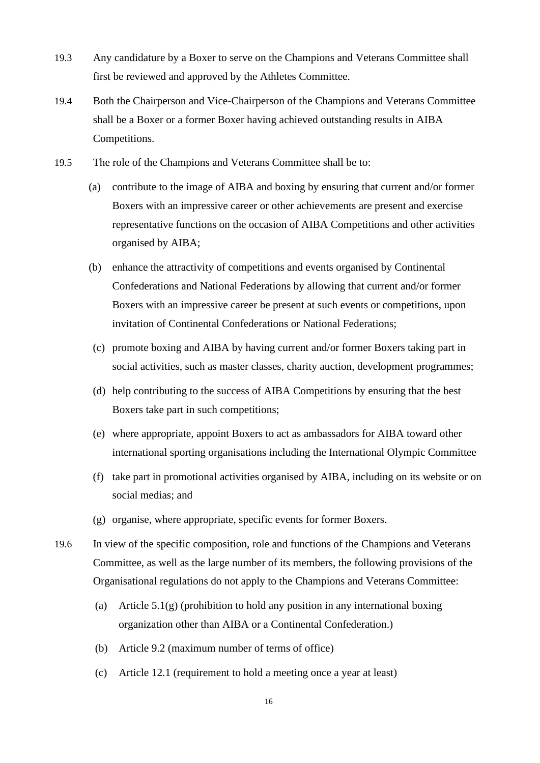19.3 Any candidature by a Boxer to serve on the Champions and Veterans Committee shall first be reviewed and approved by the Athletes Committee.

19.4 Both the Chairperson and Vice-Chairperson of the Champions and Veterans Committee shall be a Boxer or a former Boxer having achieved outstanding results in AIBA Competitions.

19.5 The role of the Champions and Veterans Committee shall be to:

(a) contribute to the image of AIBA and boxing by ensuring that current and/or former Boxers with an impressive career or other achievements are present and exercise representative functions on the occasion of AIBA Competitions and other activities organised by AIBA;

(b) enhance the attractivity of competitions and events organised by Continental Confederations and National Federations by allowing that current and/or former Boxers with an impressive career be present at such events or competitions, upon invitation of Continental Confederations or National Federations;

(c) promote boxing and AIBA by having current and/or former Boxers taking part in social activities, such as master classes, charity auction, development programmes;

(d) help contributing to the success of AIBA Competitions by ensuring that the best Boxers take part in such competitions;

(e) where appropriate, appoint Boxers to act as ambassadors for AIBA toward other international sporting organisations including the International Olympic Committee

(f) take part in promotional activities organised by AIBA, including on its website or on social medias; and

(g) organise, where appropriate, specific events for former Boxers.

19.6 In view of the specific composition, role and functions of the Champions and Veterans Committee, as well as the large number of its members, the following provisions of the Organisational regulations do not apply to the Champions and Veterans Committee:

(a) Article 5.1(g) (prohibition to hold any position in any international boxing organization other than AIBA or a Continental Confederation.)

(b) Article 9.2 (maximum number of terms of office)

(c) Article 12.1 (requirement to hold a meeting once a year at least)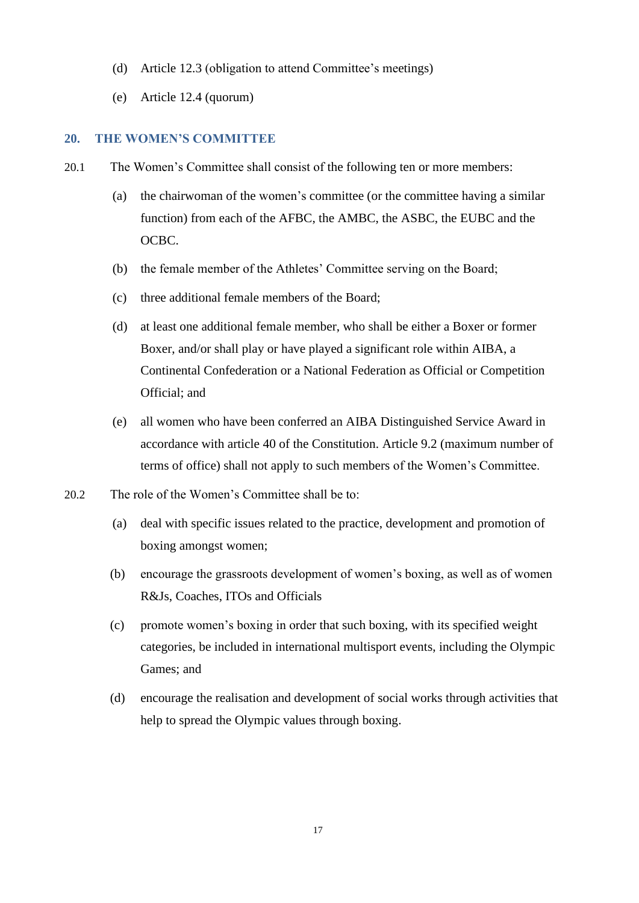(d) Article 12.3 (obligation to attend Committee's meetings)

(e) Article 12.4 (quorum)

## 20. THE WOMEN'S COMMITTEE

20.1 The Women's Committee shall consist of the following ten or more members:

(a) the chairwoman of the women's committee (or the committee having a similar function) from each of the AFBC, the AMBC, the ASBC, the EUBC and the OCBC.

(b) the female member of the Athletes' Committee serving on the Board;

(c) three additional female members of the Board;

(d) at least one additional female member, who shall be either a Boxer or former Boxer, and/or shall play or have played a significant role within AIBA, a Continental Confederation or a National Federation as Official or Competition Official; and

(e) all women who have been conferred an AIBA Distinguished Service Award in accordance with article 40 of the Constitution. Article 9.2 (maximum number of terms of office) shall not apply to such members of the Women's Committee.

20.2 The role of the Women's Committee shall be to:

(a) deal with specific issues related to the practice, development and promotion of boxing amongst women;

(b) encourage the grassroots development of women's boxing, as well as of women R&Js, Coaches, ITOs and Officials

(c) promote women's boxing in order that such boxing, with its specified weight categories, be included in international multisport events, including the Olympic Games; and

(d) encourage the realisation and development of social works through activities that help to spread the Olympic values through boxing.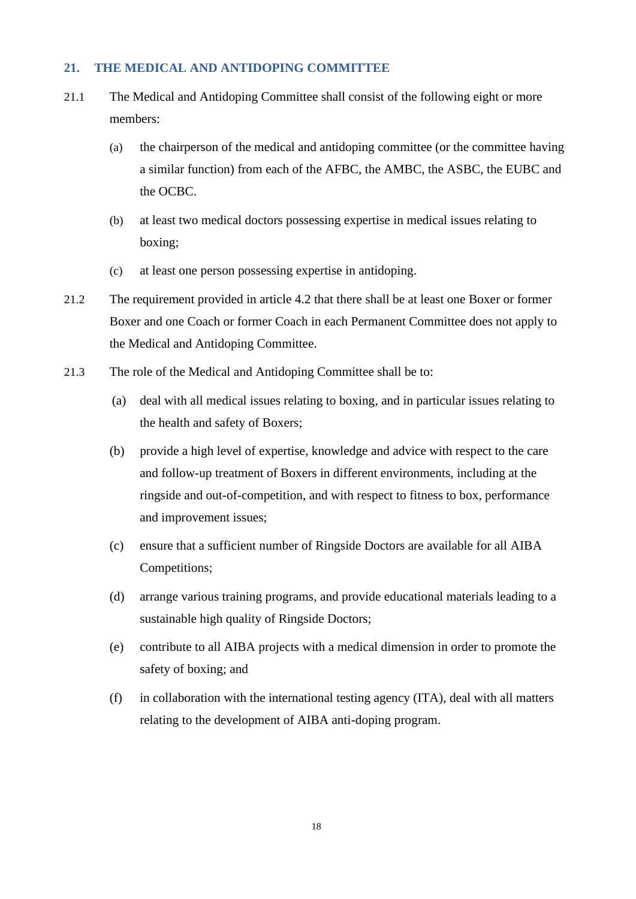## 21. THE MEDICAL AND ANTIDOPING COMMITTEE

21.1 The Medical and Antidoping Committee shall consist of the following eight or more members:

(a) the chairperson of the medical and antidoping committee (or the committee having a similar function) from each of the AFBC, the AMBC, the ASBC, the EUBC and the OCBC.

(b) at least two medical doctors possessing expertise in medical issues relating to boxing;

(c) at least one person possessing expertise in antidoping.

21.2 The requirement provided in article 4.2 that there shall be at least one Boxer or former Boxer and one Coach or former Coach in each Permanent Committee does not apply to the Medical and Antidoping Committee.

21.3 The role of the Medical and Antidoping Committee shall be to:

(a) deal with all medical issues relating to boxing, and in particular issues relating to the health and safety of Boxers;

(b) provide a high level of expertise, knowledge and advice with respect to the care and follow-up treatment of Boxers in different environments, including at the ringside and out-of-competition, and with respect to fitness to box, performance and improvement issues;

(c) ensure that a sufficient number of Ringside Doctors are available for all AIBA Competitions;

(d) arrange various training programs, and provide educational materials leading to a sustainable high quality of Ringside Doctors;

(e) contribute to all AIBA projects with a medical dimension in order to promote the safety of boxing; and

(f) in collaboration with the international testing agency (ITA), deal with all matters relating to the development of AIBA anti-doping program.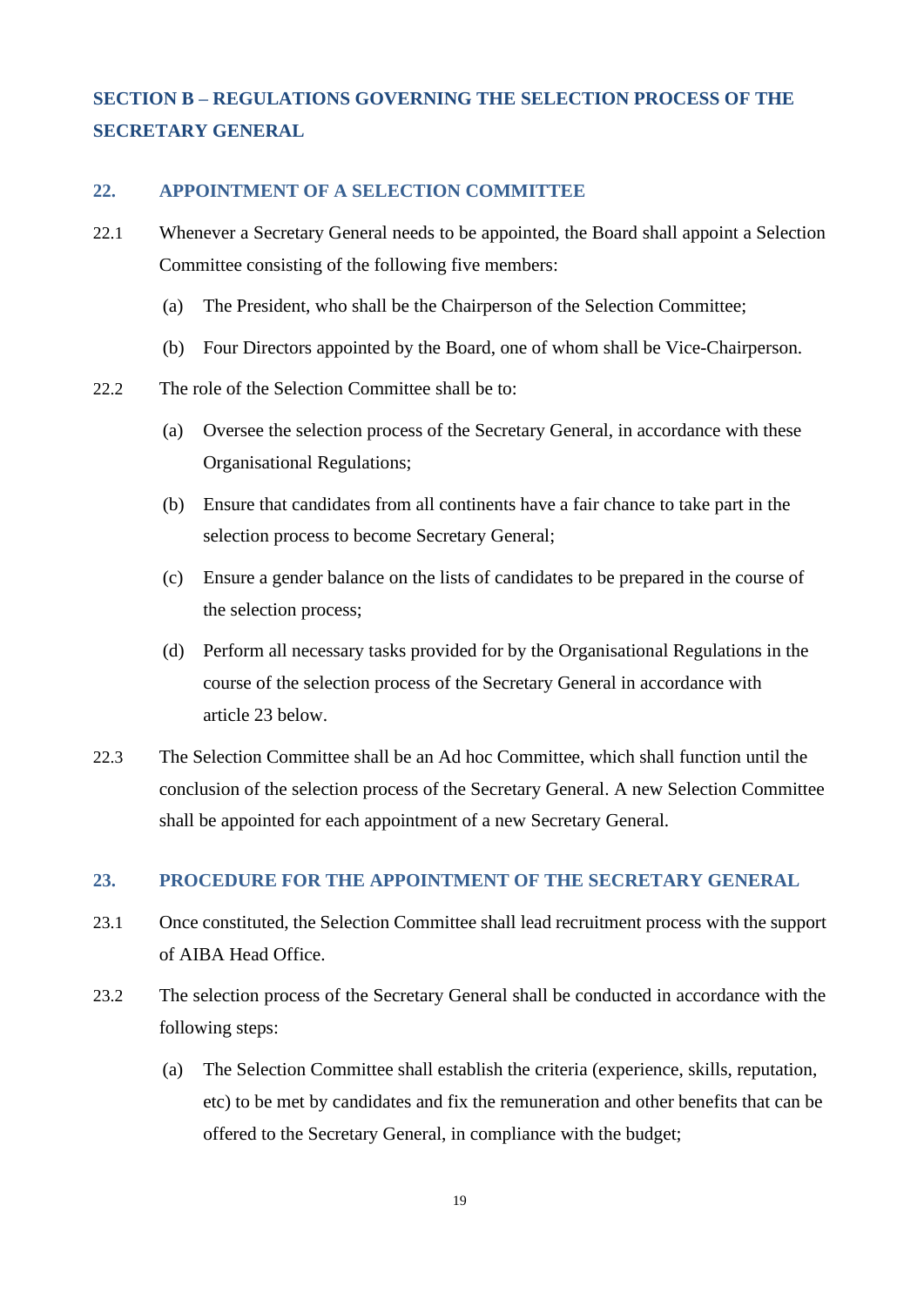## SECTION B – REGULATIONS GOVERNING THE SELECTION PROCESS OF THE SECRETARY GENERAL

### 22. APPOINTMENT OF A SELECTION COMMITTEE

22.1 Whenever a Secretary General needs to be appointed, the Board shall appoint a Selection Committee consisting of the following five members:

(a) The President, who shall be the Chairperson of the Selection Committee;

(b) Four Directors appointed by the Board, one of whom shall be Vice-Chairperson.

22.2 The role of the Selection Committee shall be to:

(a) Oversee the selection process of the Secretary General, in accordance with these Organisational Regulations;

(b) Ensure that candidates from all continents have a fair chance to take part in the selection process to become Secretary General;

(c) Ensure a gender balance on the lists of candidates to be prepared in the course of the selection process;

(d) Perform all necessary tasks provided for by the Organisational Regulations in the course of the selection process of the Secretary General in accordance with article 23 below.

22.3 The Selection Committee shall be an Ad hoc Committee, which shall function until the conclusion of the selection process of the Secretary General. A new Selection Committee shall be appointed for each appointment of a new Secretary General.

### 23. PROCEDURE FOR THE APPOINTMENT OF THE SECRETARY GENERAL

23.1 Once constituted, the Selection Committee shall lead recruitment process with the support of AIBA Head Office.

23.2 The selection process of the Secretary General shall be conducted in accordance with the following steps:

(a) The Selection Committee shall establish the criteria (experience, skills, reputation, etc) to be met by candidates and fix the remuneration and other benefits that can be offered to the Secretary General, in compliance with the budget;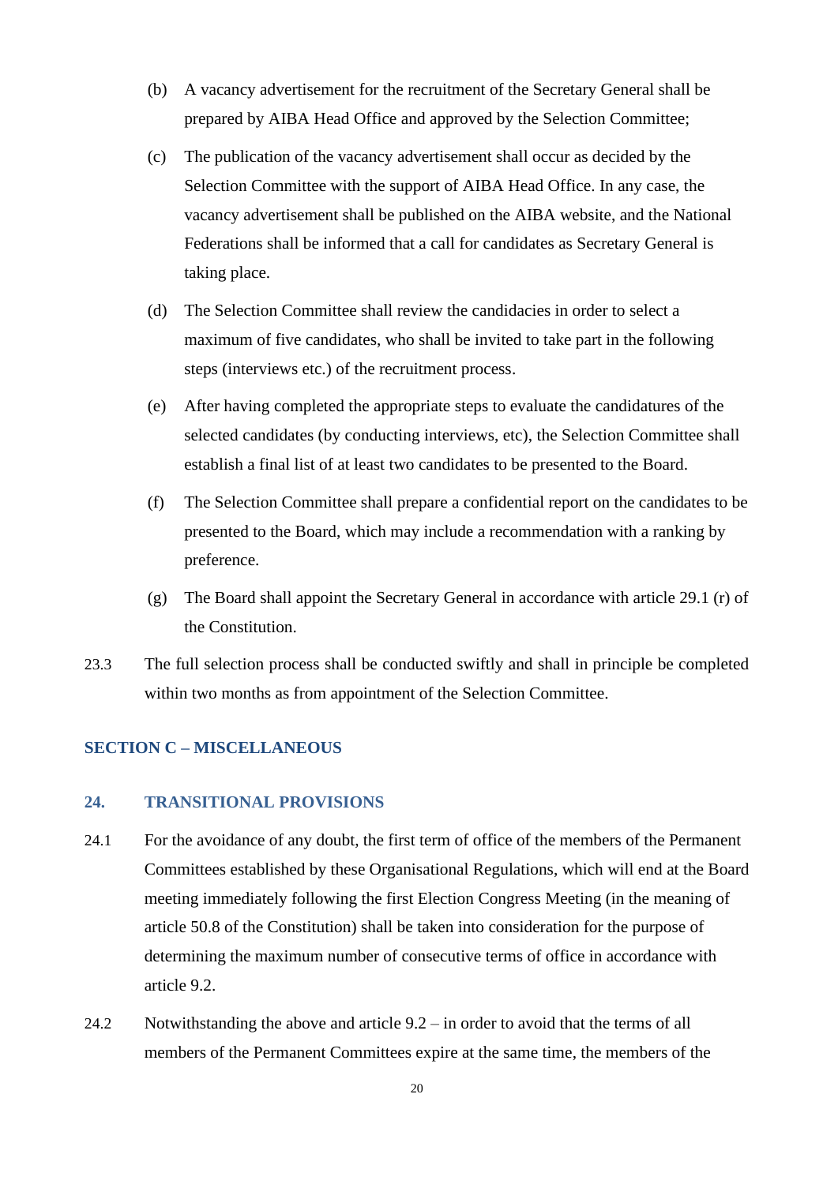(b) A vacancy advertisement for the recruitment of the Secretary General shall be prepared by AIBA Head Office and approved by the Selection Committee;

(c) The publication of the vacancy advertisement shall occur as decided by the Selection Committee with the support of AIBA Head Office. In any case, the vacancy advertisement shall be published on the AIBA website, and the National Federations shall be informed that a call for candidates as Secretary General is taking place.

(d) The Selection Committee shall review the candidacies in order to select a maximum of five candidates, who shall be invited to take part in the following steps (interviews etc.) of the recruitment process.

(e) After having completed the appropriate steps to evaluate the candidatures of the selected candidates (by conducting interviews, etc), the Selection Committee shall establish a final list of at least two candidates to be presented to the Board.

(f) The Selection Committee shall prepare a confidential report on the candidates to be presented to the Board, which may include a recommendation with a ranking by preference.

(g) The Board shall appoint the Secretary General in accordance with article 29.1 (r) of the Constitution.

23.3 The full selection process shall be conducted swiftly and shall in principle be completed within two months as from appointment of the Selection Committee.

## SECTION C – MISCELLANEOUS

### 24. TRANSITIONAL PROVISIONS

24.1 For the avoidance of any doubt, the first term of office of the members of the Permanent Committees established by these Organisational Regulations, which will end at the Board meeting immediately following the first Election Congress Meeting (in the meaning of article 50.8 of the Constitution) shall be taken into consideration for the purpose of determining the maximum number of consecutive terms of office in accordance with article 9.2.

24.2 Notwithstanding the above and article 9.2 – in order to avoid that the terms of all members of the Permanent Committees expire at the same time, the members of the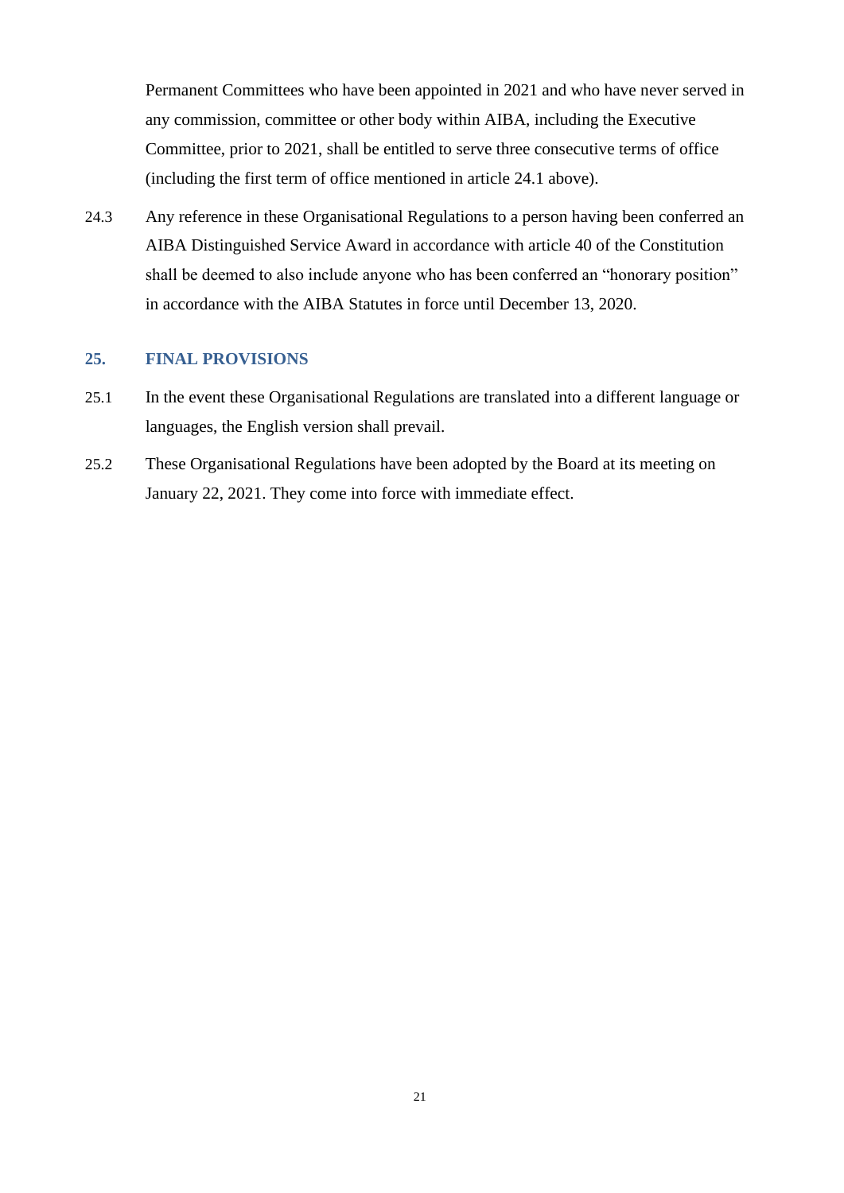Permanent Committees who have been appointed in 2021 and who have never served in any commission, committee or other body within AIBA, including the Executive Committee, prior to 2021, shall be entitled to serve three consecutive terms of office (including the first term of office mentioned in article 24.1 above).

24.3 Any reference in these Organisational Regulations to a person having been conferred an AIBA Distinguished Service Award in accordance with article 40 of the Constitution shall be deemed to also include anyone who has been conferred an "honorary position" in accordance with the AIBA Statutes in force until December 13, 2020.

## 25. FINAL PROVISIONS

25.1 In the event these Organisational Regulations are translated into a different language or languages, the English version shall prevail.

25.2 These Organisational Regulations have been adopted by the Board at its meeting on January 22, 2021. They come into force with immediate effect.